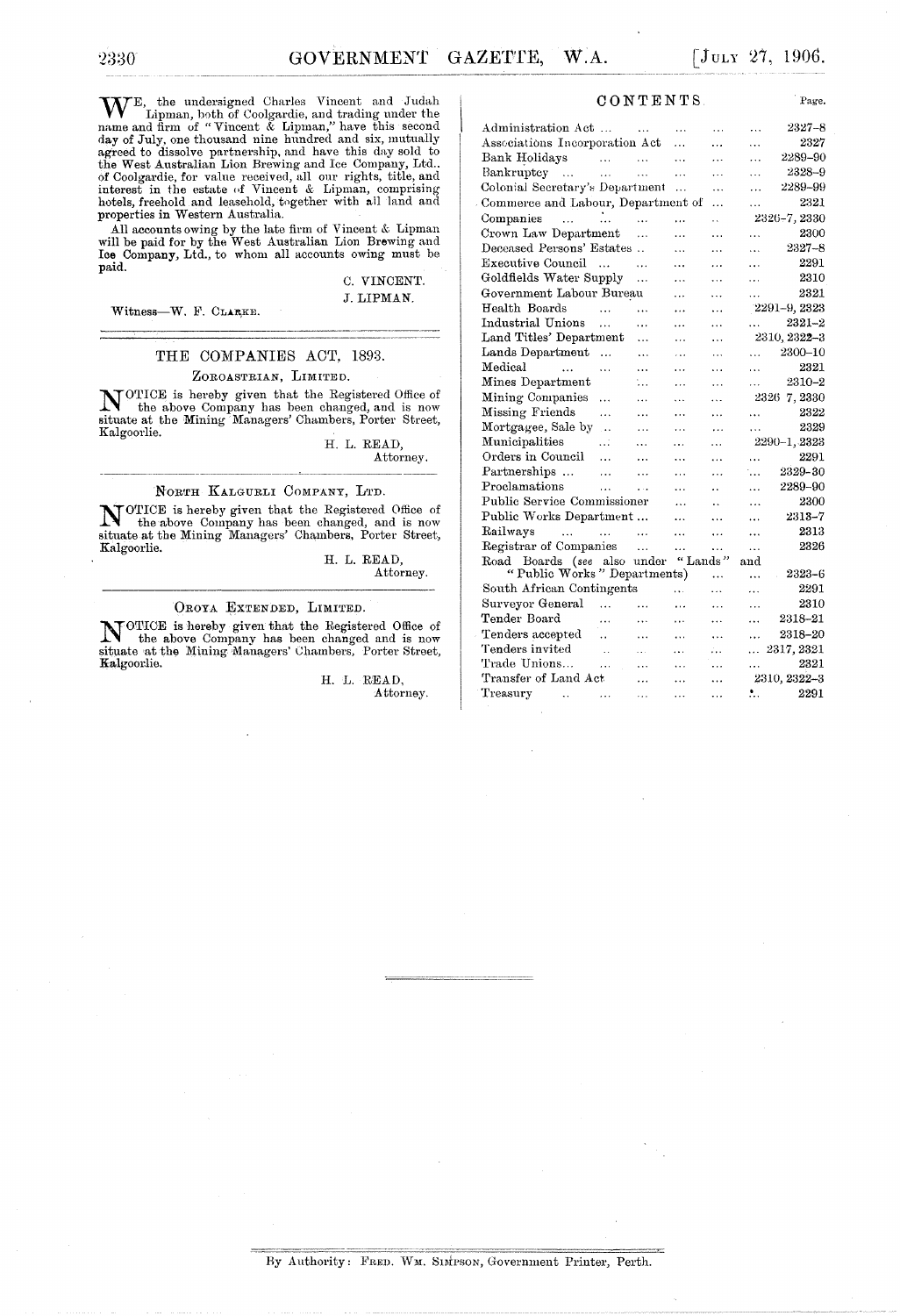WE, the undersigned Charles Vincent and Judah Lipman, both of Coolgardie, and trading under the name and firm of "Vincent & Lipman," have this second day of July, one thousand nine hundred and six, mutually agreed to dissolve partnership, and have this day sold to the West Australian Lion Brewing and Ice Company, Ltd., of Coolgardie, for value received, all our rights, title, and interest in the estate of Vincent & Lipman, comprising hotels, freehold and leasehold, together with all land and properties in Western Australia.

All accounts owing by the late firm of Vincent & Lipman will be paid for by the West Australian Lion Brewing and Ice Company, Ltd., to whom all accounts owing must be paid.

C. VINCENT.
J. LIPMAN.

Witness—W. F. CLARKE.

---

## THE COMPANIES ACT, 1893.

### ZOROASTRIAN, LIMITED.

NOTICE is hereby given that the Registered Office of the above Company has been changed, and is now situate at the Mining Managers' Chambers, Porter Street, Kalgoorlie.

H. L. READ,
Attorney.

---

### NORTH KALGURLI COMPANY, LTD.

NOTICE is hereby given that the Registered Office of the above Company has been changed, and is now situate at the Mining Managers' Chambers, Porter Street, Kalgoorlie.

H. L. READ,
Attorney.

---

### OROYA EXTENDED, LIMITED.

NOTICE is hereby given that the Registered Office of the above Company has been changed and is now situate at the Mining Managers' Chambers, Porter Street, Kalgoorlie.

H. L. READ,
Attorney.

---

## CONTENTS

| | Page. |
|---|---|
| Administration Act | 2327–8 |
| Associations Incorporation Act | 2327 |
| Bank Holidays | 2289–90 |
| Bankruptcy | 2328–9 |
| Colonial Secretary's Department | 2289–99 |
| Commerce and Labour, Department of | 2321 |
| Companies | 2326–7, 2330 |
| Crown Law Department | 2300 |
| Deceased Persons' Estates | 2327–8 |
| Executive Council | 2291 |
| Goldfields Water Supply | 2310 |
| Government Labour Bureau | 2321 |
| Health Boards | 2291–9, 2323 |
| Industrial Unions | 2321–2 |
| Land Titles' Department | 2310, 2322–3 |
| Lands Department | 2300–10 |
| Medical | 2321 |
| Mines Department | 2310–2 |
| Mining Companies | 2326 7, 2330 |
| Missing Friends | 2322 |
| Mortgagee, Sale by | 2329 |
| Municipalities | 2290–1, 2323 |
| Orders in Council | 2291 |
| Partnerships | 2329–30 |
| Proclamations | 2289–90 |
| Public Service Commissioner | 2300 |
| Public Works Department | 2313–7 |
| Railways | 2313 |
| Registrar of Companies | 2326 |
| Road Boards (*see* also under "Lands" and "Public Works" Departments) | 2323–6 |
| South African Contingents | 2291 |
| Surveyor General | 2310 |
| Tender Board | 2318–21 |
| Tenders accepted | 2318–20 |
| Tenders invited | 2317, 2321 |
| Trade Unions | 2321 |
| Transfer of Land Act | 2310, 2322–3 |
| Treasury | 2291 |

---

By Authority: FRED. WM. SIMPSON, Government Printer, Perth.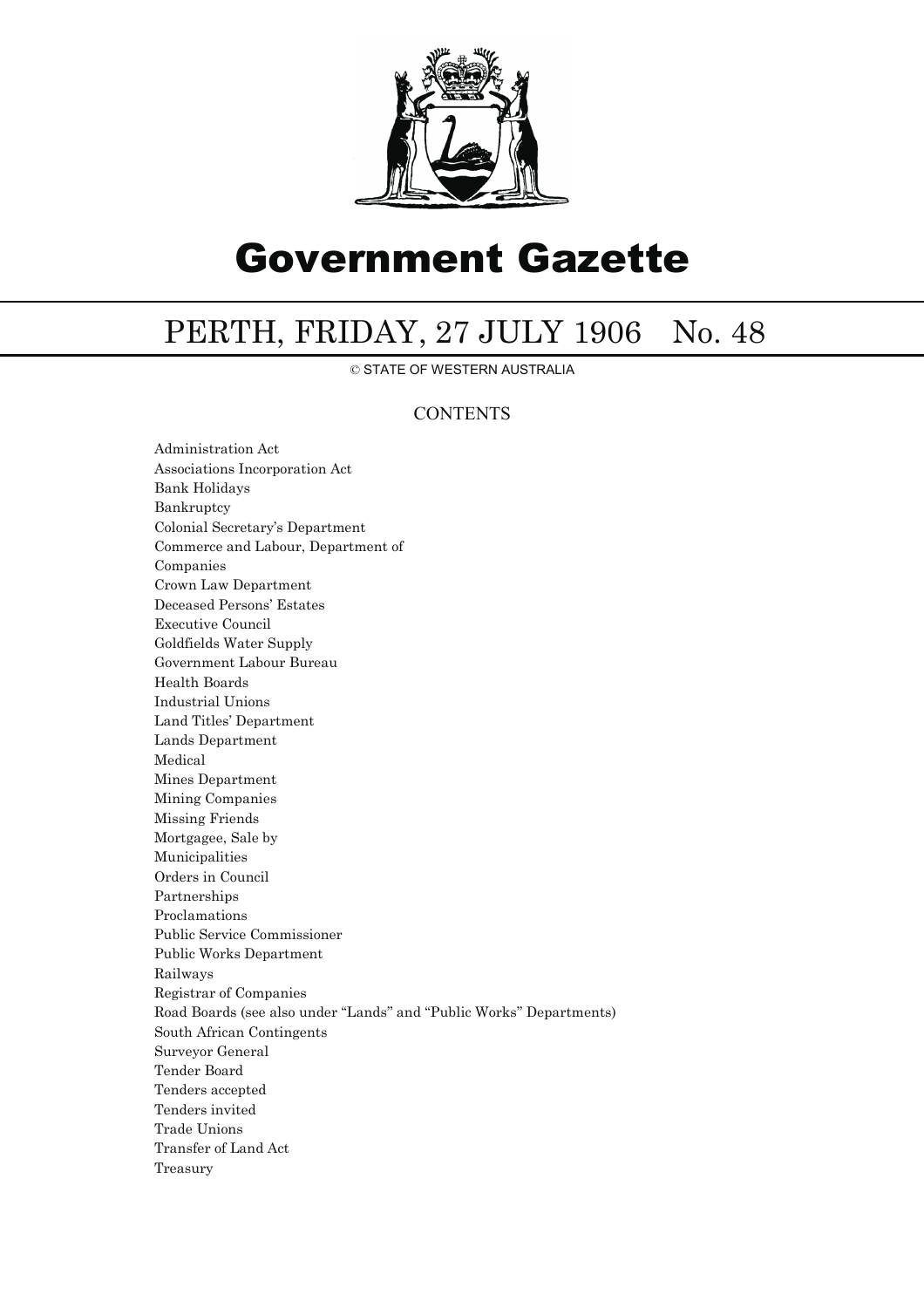# Government Gazette

## PERTH, FRIDAY, 27 JULY 1906 No. 48

© STATE OF WESTERN AUSTRALIA

### CONTENTS

Administration Act
Associations Incorporation Act
Bank Holidays
Bankruptcy
Colonial Secretary's Department
Commerce and Labour, Department of
Companies
Crown Law Department
Deceased Persons' Estates
Executive Council
Goldfields Water Supply
Government Labour Bureau
Health Boards
Industrial Unions
Land Titles' Department
Lands Department
Medical
Mines Department
Mining Companies
Missing Friends
Mortgagee, Sale by
Municipalities
Orders in Council
Partnerships
Proclamations
Public Service Commissioner
Public Works Department
Railways
Registrar of Companies
Road Boards (see also under "Lands" and "Public Works" Departments)
South African Contingents
Surveyor General
Tender Board
Tenders accepted
Tenders invited
Trade Unions
Transfer of Land Act
Treasury